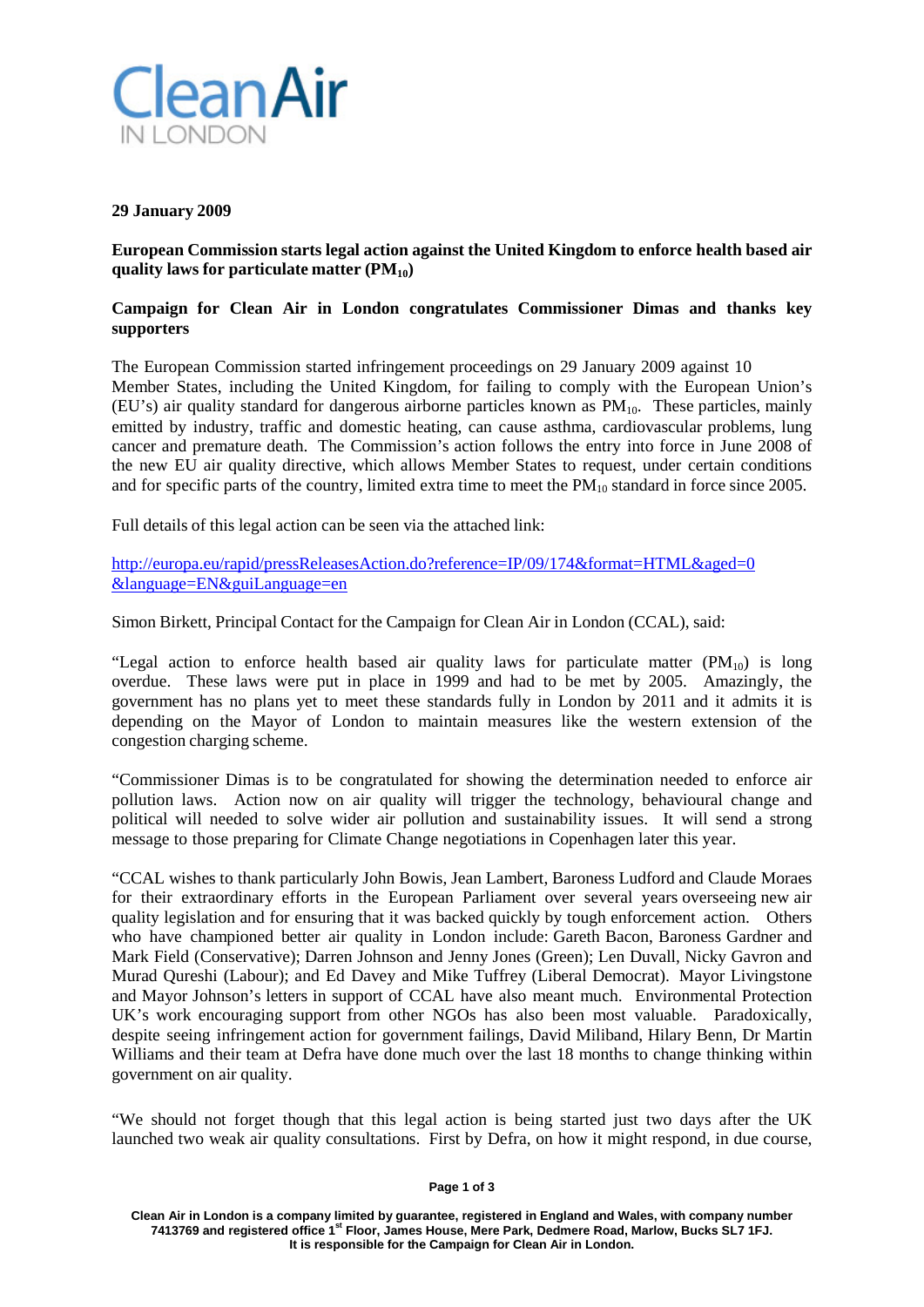Clean Air
IN LONDON

**29 January 2009**

**European Commission starts legal action against the United Kingdom to enforce health based air quality laws for particulate matter ($PM_{10}$)**

**Campaign for Clean Air in London congratulates Commissioner Dimas and thanks key supporters**

The European Commission started infringement proceedings on 29 January 2009 against 10 Member States, including the United Kingdom, for failing to comply with the European Union's (EU's) air quality standard for dangerous airborne particles known as $PM_{10}$. These particles, mainly emitted by industry, traffic and domestic heating, can cause asthma, cardiovascular problems, lung cancer and premature death. The Commission's action follows the entry into force in June 2008 of the new EU air quality directive, which allows Member States to request, under certain conditions and for specific parts of the country, limited extra time to meet the $PM_{10}$ standard in force since 2005.

Full details of this legal action can be seen via the attached link:

http://europa.eu/rapid/pressReleasesAction.do?reference=IP/09/174&format=HTML&aged=0&language=EN&guiLanguage=en

Simon Birkett, Principal Contact for the Campaign for Clean Air in London (CCAL), said:

"Legal action to enforce health based air quality laws for particulate matter ($PM_{10}$) is long overdue. These laws were put in place in 1999 and had to be met by 2005. Amazingly, the government has no plans yet to meet these standards fully in London by 2011 and it admits it is depending on the Mayor of London to maintain measures like the western extension of the congestion charging scheme.

"Commissioner Dimas is to be congratulated for showing the determination needed to enforce air pollution laws. Action now on air quality will trigger the technology, behavioural change and political will needed to solve wider air pollution and sustainability issues. It will send a strong message to those preparing for Climate Change negotiations in Copenhagen later this year.

"CCAL wishes to thank particularly John Bowis, Jean Lambert, Baroness Ludford and Claude Moraes for their extraordinary efforts in the European Parliament over several years overseeing new air quality legislation and for ensuring that it was backed quickly by tough enforcement action. Others who have championed better air quality in London include: Gareth Bacon, Baroness Gardner and Mark Field (Conservative); Darren Johnson and Jenny Jones (Green); Len Duvall, Nicky Gavron and Murad Qureshi (Labour); and Ed Davey and Mike Tuffrey (Liberal Democrat). Mayor Livingstone and Mayor Johnson's letters in support of CCAL have also meant much. Environmental Protection UK's work encouraging support from other NGOs has also been most valuable. Paradoxically, despite seeing infringement action for government failings, David Miliband, Hilary Benn, Dr Martin Williams and their team at Defra have done much over the last 18 months to change thinking within government on air quality.

"We should not forget though that this legal action is being started just two days after the UK launched two weak air quality consultations. First by Defra, on how it might respond, in due course,

**Clean Air in London is a company limited by guarantee, registered in England and Wales, with company number 7413769 and registered office 1st Floor, James House, Mere Park, Dedmere Road, Marlow, Bucks SL7 1FJ. It is responsible for the Campaign for Clean Air in London.**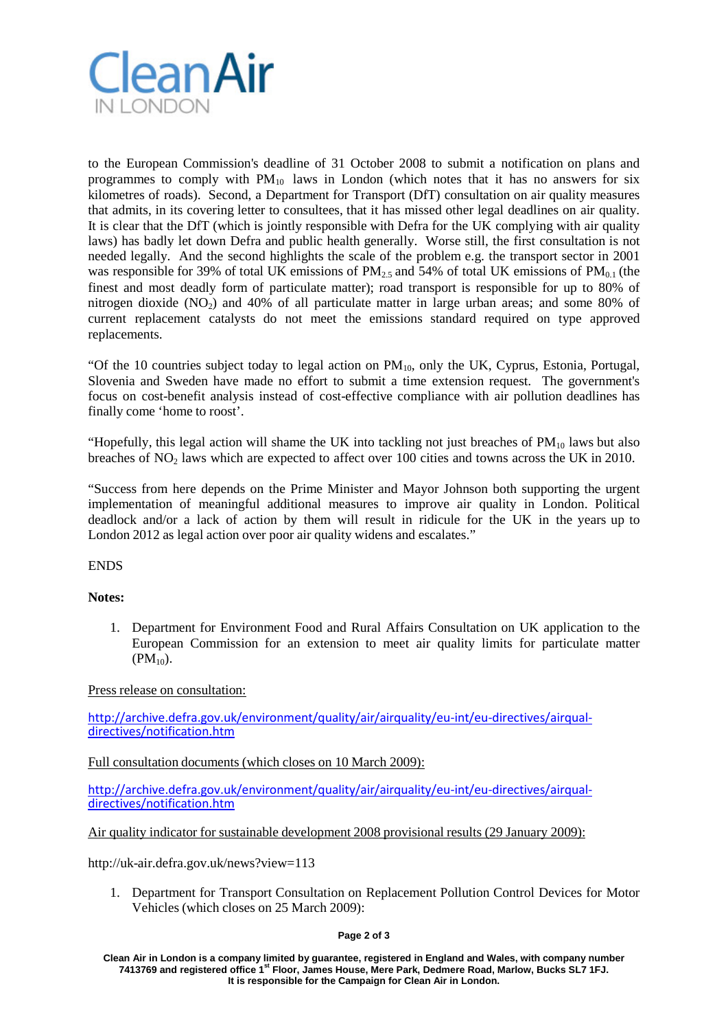to the European Commission's deadline of 31 October 2008 to submit a notification on plans and programmes to comply with $PM_{10}$ laws in London (which notes that it has no answers for six kilometres of roads). Second, a Department for Transport (DfT) consultation on air quality measures that admits, in its covering letter to consultees, that it has missed other legal deadlines on air quality. It is clear that the DfT (which is jointly responsible with Defra for the UK complying with air quality laws) has badly let down Defra and public health generally. Worse still, the first consultation is not needed legally. And the second highlights the scale of the problem e.g. the transport sector in 2001 was responsible for 39% of total UK emissions of $PM_{2.5}$ and 54% of total UK emissions of $PM_{0.1}$ (the finest and most deadly form of particulate matter); road transport is responsible for up to 80% of nitrogen dioxide ($NO_2$) and 40% of all particulate matter in large urban areas; and some 80% of current replacement catalysts do not meet the emissions standard required on type approved replacements.

"Of the 10 countries subject today to legal action on $PM_{10}$, only the UK, Cyprus, Estonia, Portugal, Slovenia and Sweden have made no effort to submit a time extension request. The government's focus on cost-benefit analysis instead of cost-effective compliance with air pollution deadlines has finally come 'home to roost'.

"Hopefully, this legal action will shame the UK into tackling not just breaches of $PM_{10}$ laws but also breaches of $NO_2$ laws which are expected to affect over 100 cities and towns across the UK in 2010.

"Success from here depends on the Prime Minister and Mayor Johnson both supporting the urgent implementation of meaningful additional measures to improve air quality in London. Political deadlock and/or a lack of action by them will result in ridicule for the UK in the years up to London 2012 as legal action over poor air quality widens and escalates."

ENDS

**Notes:**

1. Department for Environment Food and Rural Affairs Consultation on UK application to the European Commission for an extension to meet air quality limits for particulate matter ($PM_{10}$).

Press release on consultation:

http://archive.defra.gov.uk/environment/quality/air/airquality/eu-int/eu-directives/airqual-directives/notification.htm

Full consultation documents (which closes on 10 March 2009):

http://archive.defra.gov.uk/environment/quality/air/airquality/eu-int/eu-directives/airqual-directives/notification.htm

Air quality indicator for sustainable development 2008 provisional results (29 January 2009):

http://uk-air.defra.gov.uk/news?view=113

1. Department for Transport Consultation on Replacement Pollution Control Devices for Motor Vehicles (which closes on 25 March 2009):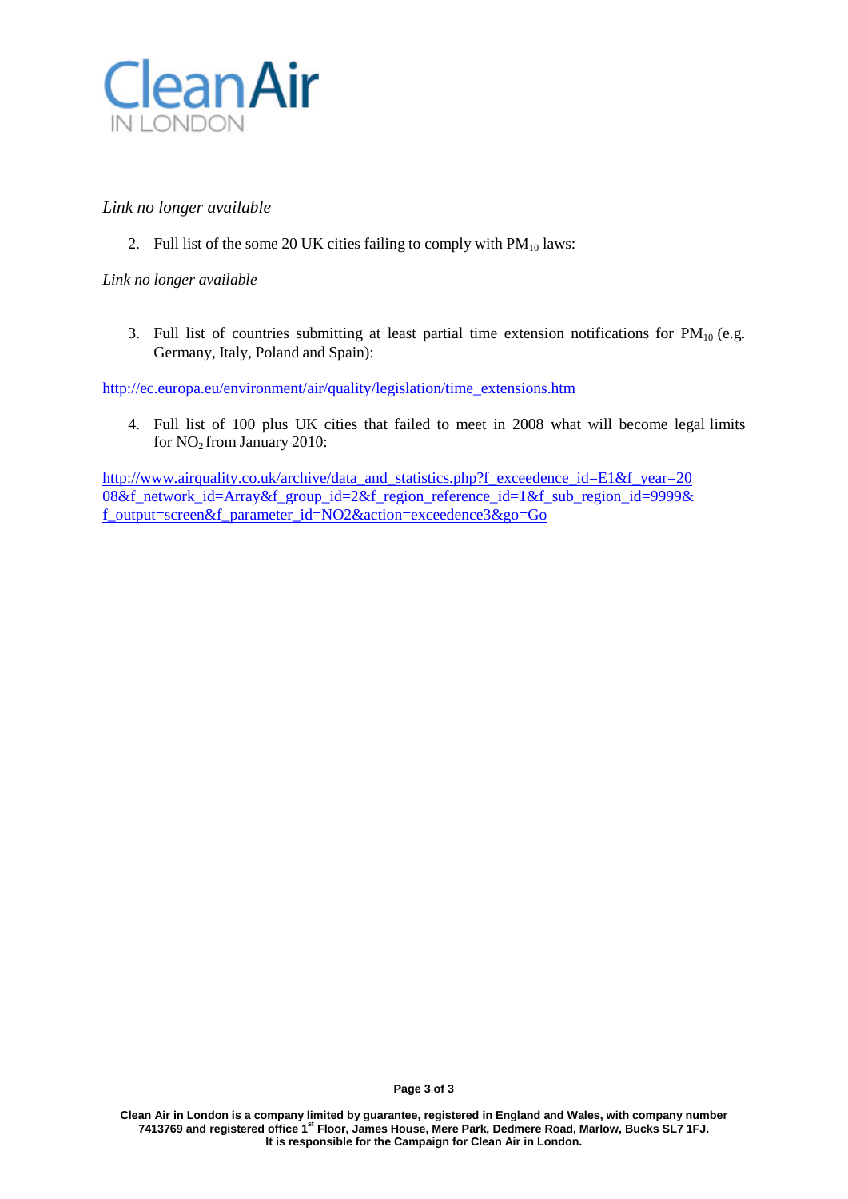*Link no longer available*

2. Full list of the some 20 UK cities failing to comply with $PM_{10}$ laws:

*Link no longer available*

3. Full list of countries submitting at least partial time extension notifications for $PM_{10}$ (e.g. Germany, Italy, Poland and Spain):

http://ec.europa.eu/environment/air/quality/legislation/time_extensions.htm

4. Full list of 100 plus UK cities that failed to meet in 2008 what will become legal limits for $NO_2$ from January 2010:

http://www.airquality.co.uk/archive/data_and_statistics.php?f_exceedence_id=E1&f_year=2008&f_network_id=Array&f_group_id=2&f_region_reference_id=1&f_sub_region_id=9999&f_output=screen&f_parameter_id=NO2&action=exceedence3&go=Go

**Clean Air in London is a company limited by guarantee, registered in England and Wales, with company number 7413769 and registered office 1[st] Floor, James House, Mere Park, Dedmere Road, Marlow, Bucks SL7 1FJ. It is responsible for the Campaign for Clean Air in London.**